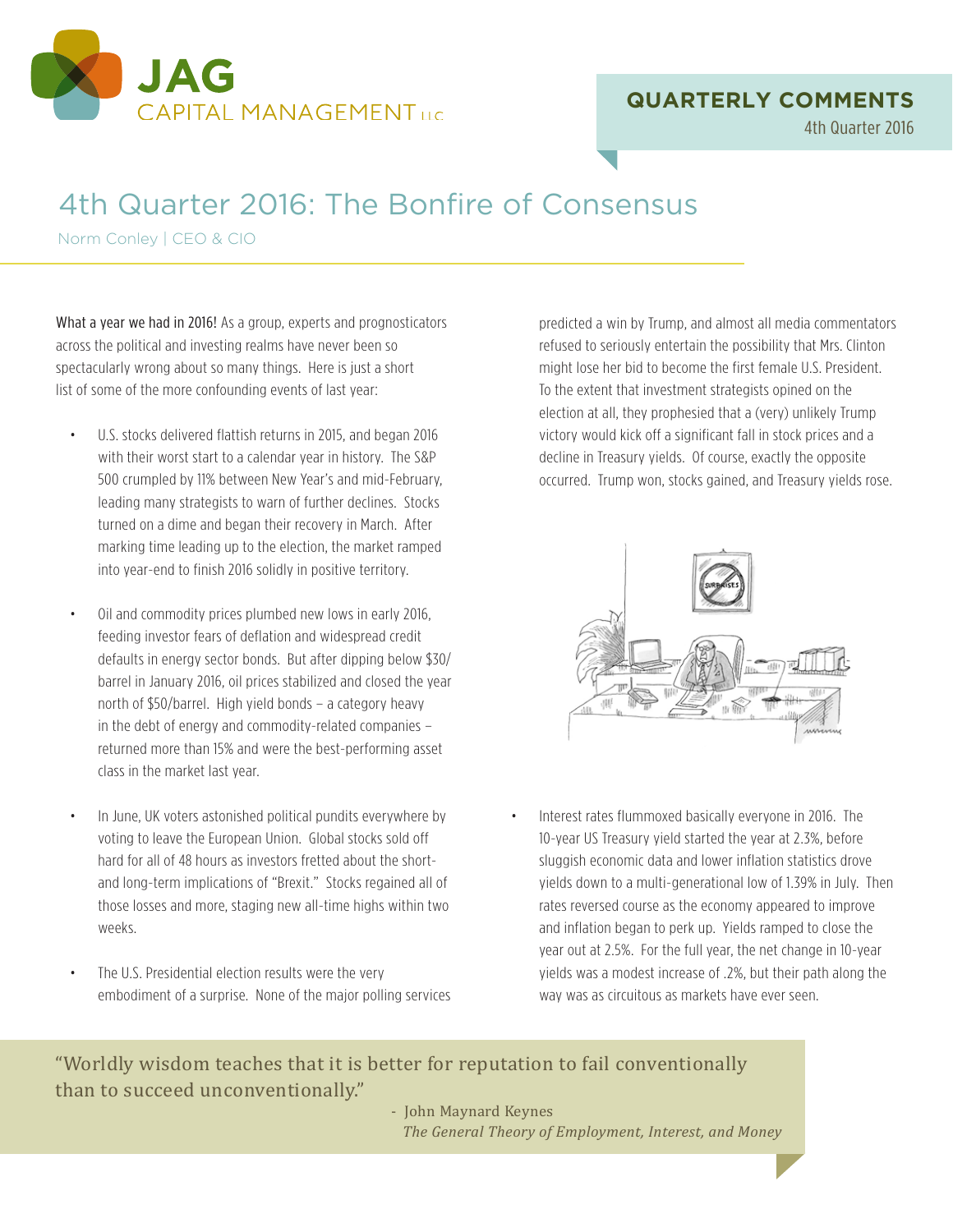# 4th Quarter 2016: The Bonfire of Consensus

Norm Conley | CEO & CIO

What a year we had in 2016! As a group, experts and prognosticators across the political and investing realms have never been so spectacularly wrong about so many things. Here is just a short list of some of the more confounding events of last year:

- U.S. stocks delivered flattish returns in 2015, and began 2016 with their worst start to a calendar year in history. The S&P 500 crumpled by 11% between New Year's and mid-February, leading many strategists to warn of further declines. Stocks turned on a dime and began their recovery in March. After marking time leading up to the election, the market ramped into year-end to finish 2016 solidly in positive territory.

- Oil and commodity prices plumbed new lows in early 2016, feeding investor fears of deflation and widespread credit defaults in energy sector bonds. But after dipping below $30/barrel in January 2016, oil prices stabilized and closed the year north of $50/barrel. High yield bonds – a category heavy in the debt of energy and commodity-related companies – returned more than 15% and were the best-performing asset class in the market last year.

- In June, UK voters astonished political pundits everywhere by voting to leave the European Union. Global stocks sold off hard for all of 48 hours as investors fretted about the short- and long-term implications of "Brexit." Stocks regained all of those losses and more, staging new all-time highs within two weeks.

- The U.S. Presidential election results were the very embodiment of a surprise. None of the major polling services predicted a win by Trump, and almost all media commentators refused to seriously entertain the possibility that Mrs. Clinton might lose her bid to become the first female U.S. President. To the extent that investment strategists opined on the election at all, they prophesied that a (very) unlikely Trump victory would kick off a significant fall in stock prices and a decline in Treasury yields. Of course, exactly the opposite occurred. Trump won, stocks gained, and Treasury yields rose.

- Interest rates flummoxed basically everyone in 2016. The 10-year US Treasury yield started the year at 2.3%, before sluggish economic data and lower inflation statistics drove yields down to a multi-generational low of 1.39% in July. Then rates reversed course as the economy appeared to improve and inflation began to perk up. Yields ramped to close the year out at 2.5%. For the full year, the net change in 10-year yields was a modest increase of .2%, but their path along the way was as circuitous as markets have ever seen.

> "Worldly wisdom teaches that it is better for reputation to fail conventionally than to succeed unconventionally."
>
> \- John Maynard Keynes
> *The General Theory of Employment, Interest, and Money*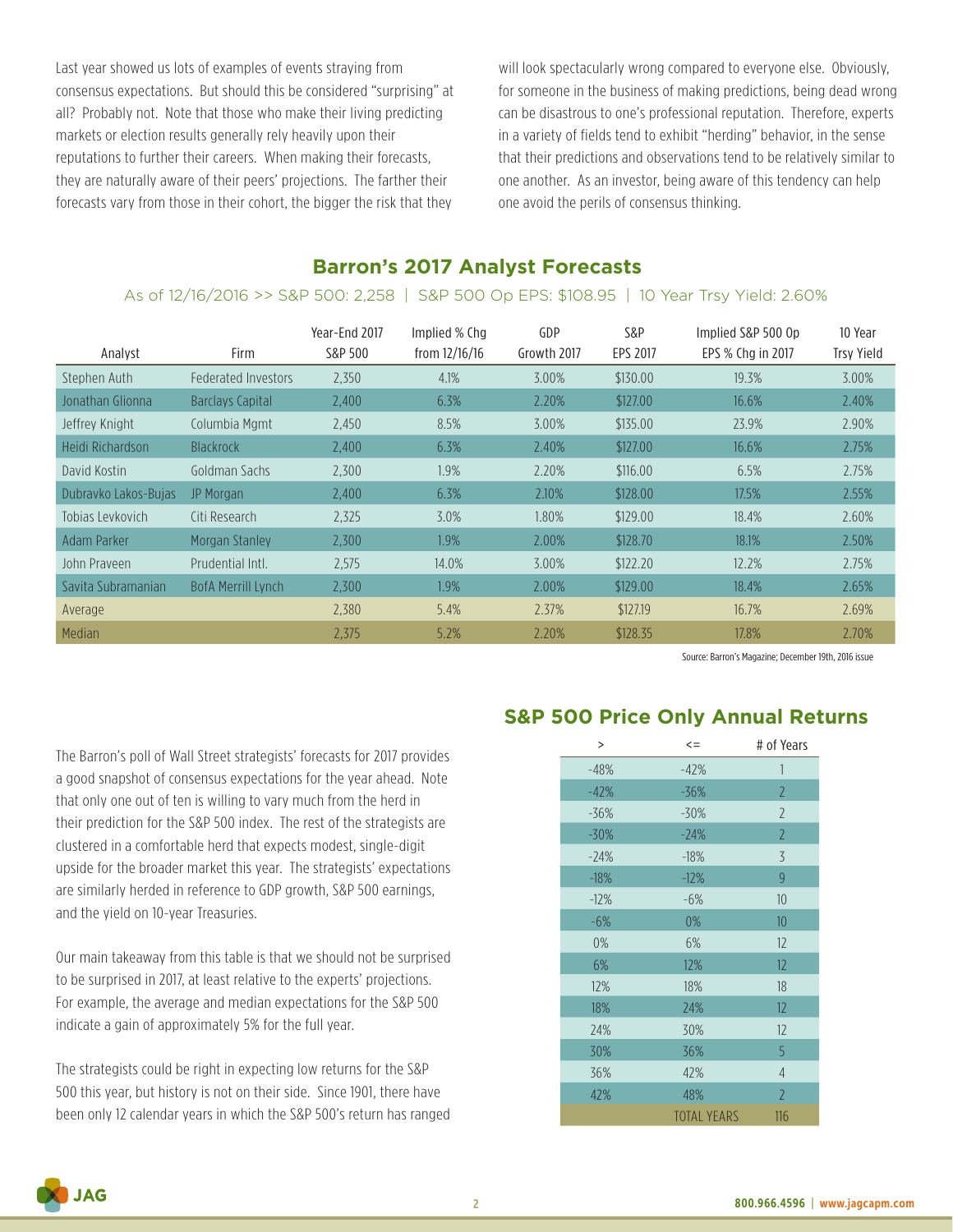Last year showed us lots of examples of events straying from consensus expectations. But should this be considered "surprising" at all? Probably not. Note that those who make their living predicting markets or election results generally rely heavily upon their reputations to further their careers. When making their forecasts, they are naturally aware of their peers' projections. The farther their forecasts vary from those in their cohort, the bigger the risk that they will look spectacularly wrong compared to everyone else. Obviously, for someone in the business of making predictions, being dead wrong can be disastrous to one's professional reputation. Therefore, experts in a variety of fields tend to exhibit "herding" behavior, in the sense that their predictions and observations tend to be relatively similar to one another. As an investor, being aware of this tendency can help one avoid the perils of consensus thinking.

## Barron's 2017 Analyst Forecasts

As of 12/16/2016 >> S&P 500: 2,258 | S&P 500 Op EPS: $108.95 | 10 Year Trsy Yield: 2.60%

| Analyst | Firm | Year-End 2017 S&P 500 | Implied % Chg from 12/16/16 | GDP Growth 2017 | S&P EPS 2017 | Implied S&P 500 Op EPS % Chg in 2017 | 10 Year Trsy Yield |
|---|---|---|---|---|---|---|---|
| Stephen Auth | Federated Investors | 2,350 | 4.1% | 3.00% | $130.00 | 19.3% | 3.00% |
| Jonathan Glionna | Barclays Capital | 2,400 | 6.3% | 2.20% | $127.00 | 16.6% | 2.40% |
| Jeffrey Knight | Columbia Mgmt | 2,450 | 8.5% | 3.00% | $135.00 | 23.9% | 2.90% |
| Heidi Richardson | Blackrock | 2,400 | 6.3% | 2.40% | $127.00 | 16.6% | 2.75% |
| David Kostin | Goldman Sachs | 2,300 | 1.9% | 2.20% | $116.00 | 6.5% | 2.75% |
| Dubravko Lakos-Bujas | JP Morgan | 2,400 | 6.3% | 2.10% | $128.00 | 17.5% | 2.55% |
| Tobias Levkovich | Citi Research | 2,325 | 3.0% | 1.80% | $129.00 | 18.4% | 2.60% |
| Adam Parker | Morgan Stanley | 2,300 | 1.9% | 2.00% | $128.70 | 18.1% | 2.50% |
| John Praveen | Prudential Intl. | 2,575 | 14.0% | 3.00% | $122.20 | 12.2% | 2.75% |
| Savita Subramanian | BofA Merrill Lynch | 2,300 | 1.9% | 2.00% | $129.00 | 18.4% | 2.65% |
| Average | | 2,380 | 5.4% | 2.37% | $127.19 | 16.7% | 2.69% |
| Median | | 2,375 | 5.2% | 2.20% | $128.35 | 17.8% | 2.70% |

Source: Barron's Magazine; December 19th, 2016 issue

The Barron's poll of Wall Street strategists' forecasts for 2017 provides a good snapshot of consensus expectations for the year ahead. Note that only one out of ten is willing to vary much from the herd in their prediction for the S&P 500 index. The rest of the strategists are clustered in a comfortable herd that expects modest, single-digit upside for the broader market this year. The strategists' expectations are similarly herded in reference to GDP growth, S&P 500 earnings, and the yield on 10-year Treasuries.

Our main takeaway from this table is that we should not be surprised to be surprised in 2017, at least relative to the experts' projections. For example, the average and median expectations for the S&P 500 indicate a gain of approximately 5% for the full year.

The strategists could be right in expecting low returns for the S&P 500 this year, but history is not on their side. Since 1901, there have been only 12 calendar years in which the S&P 500's return has ranged

## S&P 500 Price Only Annual Returns

| > | <= | # of Years |
|---|---|---|
| -48% | -42% | 1 |
| -42% | -36% | 2 |
| -36% | -30% | 2 |
| -30% | -24% | 2 |
| -24% | -18% | 3 |
| -18% | -12% | 9 |
| -12% | -6% | 10 |
| -6% | 0% | 10 |
| 0% | 6% | 12 |
| 6% | 12% | 12 |
| 12% | 18% | 18 |
| 18% | 24% | 12 |
| 24% | 30% | 12 |
| 30% | 36% | 5 |
| 36% | 42% | 4 |
| 42% | 48% | 2 |
| | TOTAL YEARS | 116 |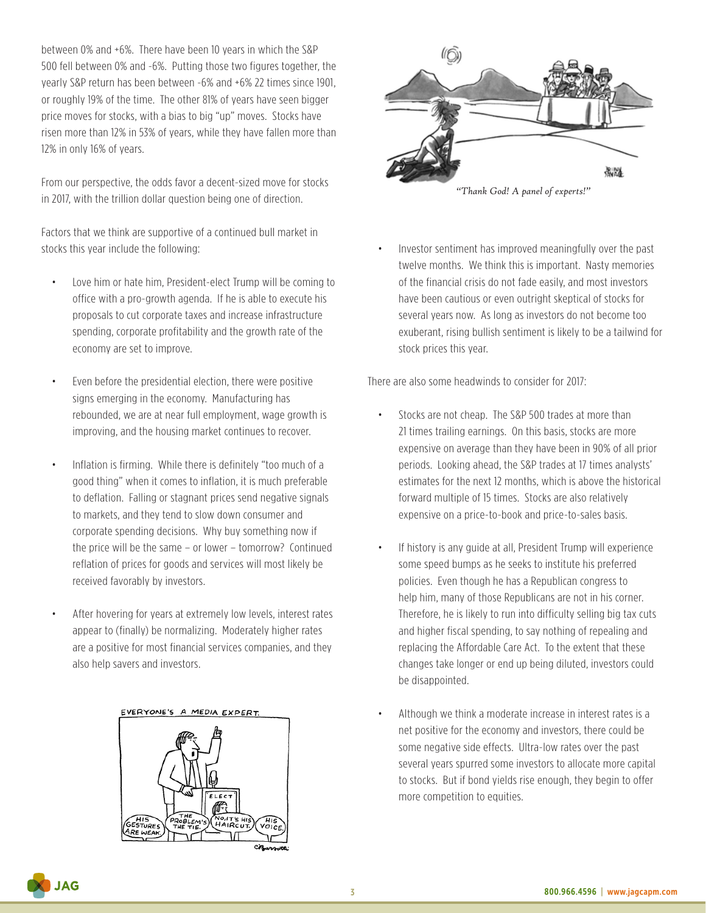between 0% and +6%. There have been 10 years in which the S&P 500 fell between 0% and -6%. Putting those two figures together, the yearly S&P return has been between -6% and +6% 22 times since 1901, or roughly 19% of the time. The other 81% of years have seen bigger price moves for stocks, with a bias to big "up" moves. Stocks have risen more than 12% in 53% of years, while they have fallen more than 12% in only 16% of years.

From our perspective, the odds favor a decent-sized move for stocks in 2017, with the trillion dollar question being one of direction.

Factors that we think are supportive of a continued bull market in stocks this year include the following:

- Love him or hate him, President-elect Trump will be coming to office with a pro-growth agenda. If he is able to execute his proposals to cut corporate taxes and increase infrastructure spending, corporate profitability and the growth rate of the economy are set to improve.

- Even before the presidential election, there were positive signs emerging in the economy. Manufacturing has rebounded, we are at near full employment, wage growth is improving, and the housing market continues to recover.

- Inflation is firming. While there is definitely "too much of a good thing" when it comes to inflation, it is much preferable to deflation. Falling or stagnant prices send negative signals to markets, and they tend to slow down consumer and corporate spending decisions. Why buy something now if the price will be the same – or lower – tomorrow? Continued reflation of prices for goods and services will most likely be received favorably by investors.

- After hovering for years at extremely low levels, interest rates appear to (finally) be normalizing. Moderately higher rates are a positive for most financial services companies, and they also help savers and investors.

"Thank God! A panel of experts!"

- Investor sentiment has improved meaningfully over the past twelve months. We think this is important. Nasty memories of the financial crisis do not fade easily, and most investors have been cautious or even outright skeptical of stocks for several years now. As long as investors do not become too exuberant, rising bullish sentiment is likely to be a tailwind for stock prices this year.

There are also some headwinds to consider for 2017:

- Stocks are not cheap. The S&P 500 trades at more than 21 times trailing earnings. On this basis, stocks are more expensive on average than they have been in 90% of all prior periods. Looking ahead, the S&P trades at 17 times analysts' estimates for the next 12 months, which is above the historical forward multiple of 15 times. Stocks are also relatively expensive on a price-to-book and price-to-sales basis.

- If history is any guide at all, President Trump will experience some speed bumps as he seeks to institute his preferred policies. Even though he has a Republican congress to help him, many of those Republicans are not in his corner. Therefore, he is likely to run into difficulty selling big tax cuts and higher fiscal spending, to say nothing of repealing and replacing the Affordable Care Act. To the extent that these changes take longer or end up being diluted, investors could be disappointed.

- Although we think a moderate increase in interest rates is a net positive for the economy and investors, there could be some negative side effects. Ultra-low rates over the past several years spurred some investors to allocate more capital to stocks. But if bond yields rise enough, they begin to offer more competition to equities.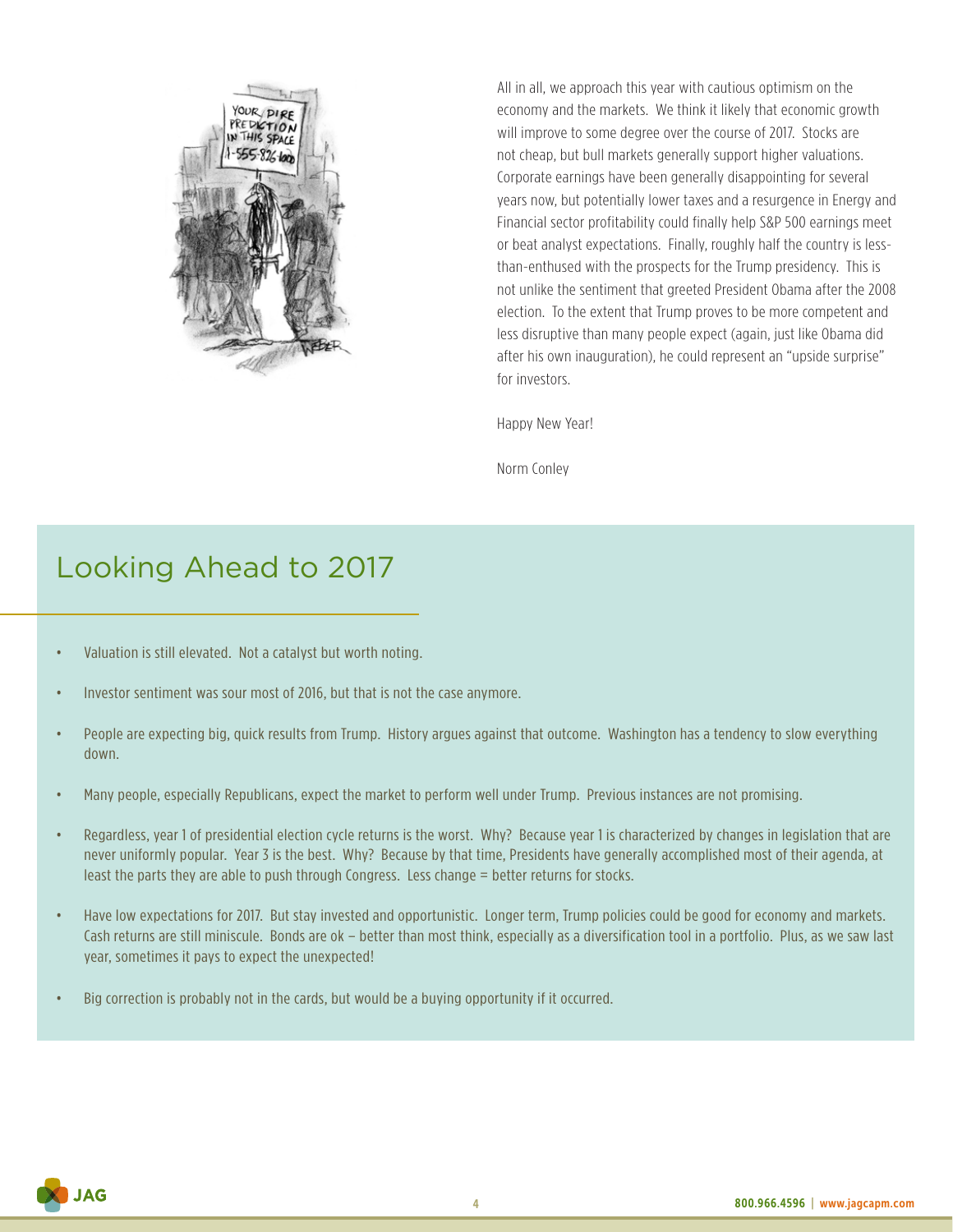All in all, we approach this year with cautious optimism on the economy and the markets. We think it likely that economic growth will improve to some degree over the course of 2017. Stocks are not cheap, but bull markets generally support higher valuations. Corporate earnings have been generally disappointing for several years now, but potentially lower taxes and a resurgence in Energy and Financial sector profitability could finally help S&P 500 earnings meet or beat analyst expectations. Finally, roughly half the country is less-than-enthused with the prospects for the Trump presidency. This is not unlike the sentiment that greeted President Obama after the 2008 election. To the extent that Trump proves to be more competent and less disruptive than many people expect (again, just like Obama did after his own inauguration), he could represent an "upside surprise" for investors.

Happy New Year!

Norm Conley

## Looking Ahead to 2017

- Valuation is still elevated. Not a catalyst but worth noting.
- Investor sentiment was sour most of 2016, but that is not the case anymore.
- People are expecting big, quick results from Trump. History argues against that outcome. Washington has a tendency to slow everything down.
- Many people, especially Republicans, expect the market to perform well under Trump. Previous instances are not promising.
- Regardless, year 1 of presidential election cycle returns is the worst. Why? Because year 1 is characterized by changes in legislation that are never uniformly popular. Year 3 is the best. Why? Because by that time, Presidents have generally accomplished most of their agenda, at least the parts they are able to push through Congress. Less change = better returns for stocks.
- Have low expectations for 2017. But stay invested and opportunistic. Longer term, Trump policies could be good for economy and markets. Cash returns are still miniscule. Bonds are ok – better than most think, especially as a diversification tool in a portfolio. Plus, as we saw last year, sometimes it pays to expect the unexpected!
- Big correction is probably not in the cards, but would be a buying opportunity if it occurred.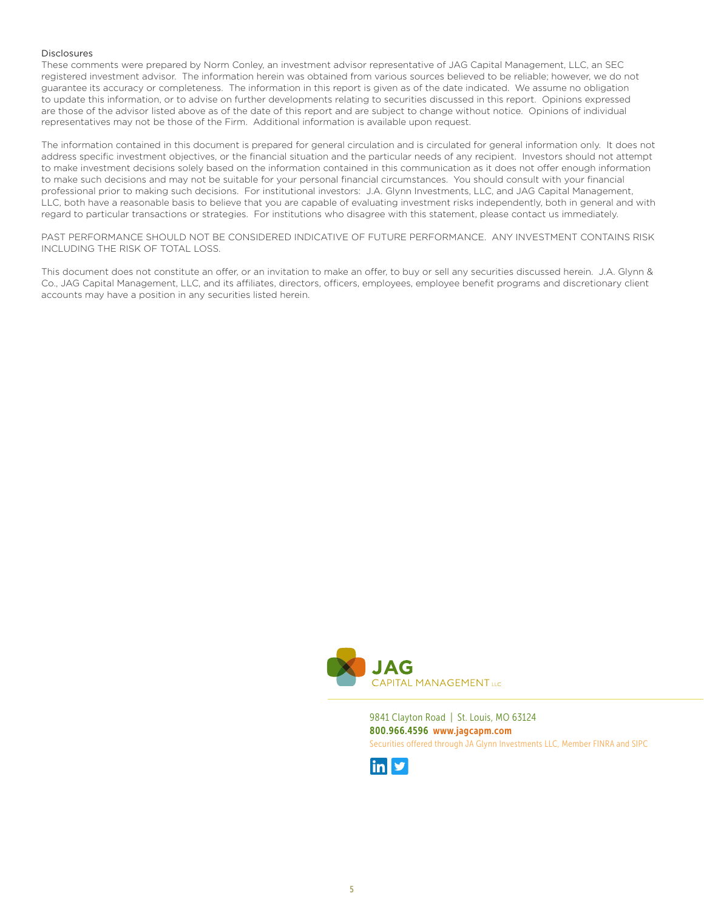Disclosures

These comments were prepared by Norm Conley, an investment advisor representative of JAG Capital Management, LLC, an SEC registered investment advisor. The information herein was obtained from various sources believed to be reliable; however, we do not guarantee its accuracy or completeness. The information in this report is given as of the date indicated. We assume no obligation to update this information, or to advise on further developments relating to securities discussed in this report. Opinions expressed are those of the advisor listed above as of the date of this report and are subject to change without notice. Opinions of individual representatives may not be those of the Firm. Additional information is available upon request.

The information contained in this document is prepared for general circulation and is circulated for general information only. It does not address specific investment objectives, or the financial situation and the particular needs of any recipient. Investors should not attempt to make investment decisions solely based on the information contained in this communication as it does not offer enough information to make such decisions and may not be suitable for your personal financial circumstances. You should consult with your financial professional prior to making such decisions. For institutional investors: J.A. Glynn Investments, LLC, and JAG Capital Management, LLC, both have a reasonable basis to believe that you are capable of evaluating investment risks independently, both in general and with regard to particular transactions or strategies. For institutions who disagree with this statement, please contact us immediately.

PAST PERFORMANCE SHOULD NOT BE CONSIDERED INDICATIVE OF FUTURE PERFORMANCE. ANY INVESTMENT CONTAINS RISK INCLUDING THE RISK OF TOTAL LOSS.

This document does not constitute an offer, or an invitation to make an offer, to buy or sell any securities discussed herein. J.A. Glynn & Co., JAG Capital Management, LLC, and its affiliates, directors, officers, employees, employee benefit programs and discretionary client accounts may have a position in any securities listed herein.

**JAG**
CAPITAL MANAGEMENT LLC

9841 Clayton Road | St. Louis, MO 63124
**800.966.4596 www.jagcapm.com**
Securities offered through JA Glynn Investments LLC, Member FINRA and SIPC